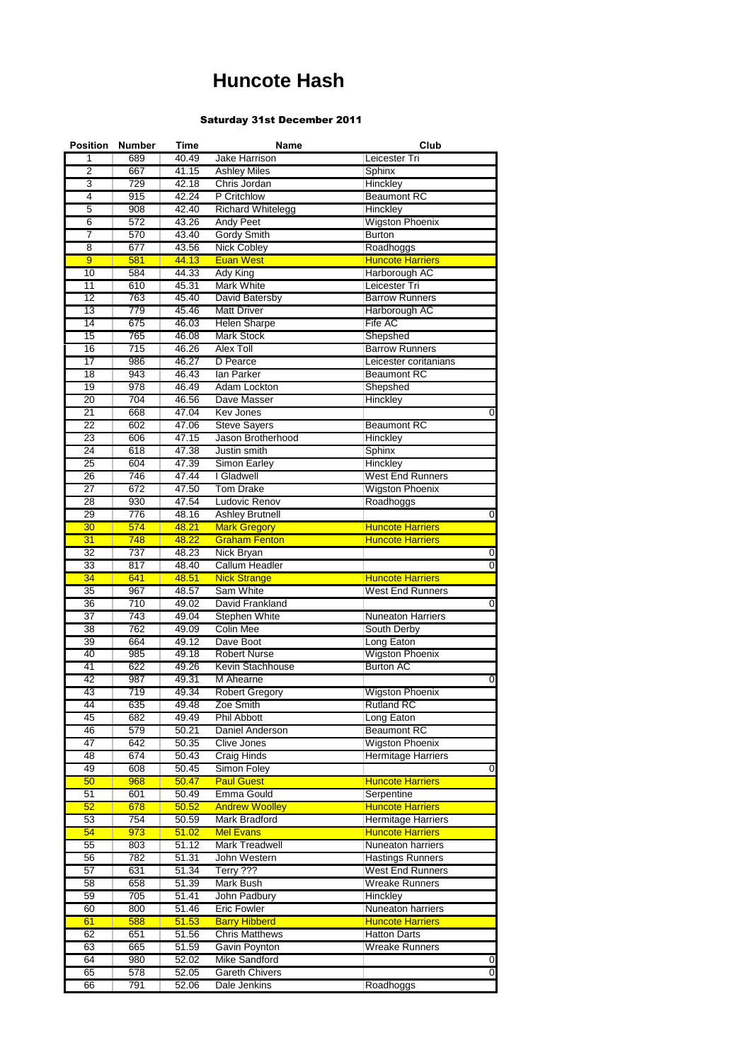# Huncote Hash

**Saturday 31st December 2011**

| Position | Number | Time | Name | Club |
|---|---|---|---|---|
| 1 | 689 | 40.49 | Jake Harrison | Leicester Tri |
| 2 | 667 | 41.15 | Ashley Miles | Sphinx |
| 3 | 729 | 42.18 | Chris Jordan | Hinckley |
| 4 | 915 | 42.24 | P Critchlow | Beaumont RC |
| 5 | 908 | 42.40 | Richard Whitelegg | Hinckley |
| 6 | 572 | 43.26 | Andy Peet | Wigston Phoenix |
| 7 | 570 | 43.40 | Gordy Smith | Burton |
| 8 | 677 | 43.56 | Nick Cobley | Roadhoggs |
| 9 | 581 | 44.13 | Euan West | Huncote Harriers |
| 10 | 584 | 44.33 | Ady King | Harborough AC |
| 11 | 610 | 45.31 | Mark White | Leicester Tri |
| 12 | 763 | 45.40 | David Batersby | Barrow Runners |
| 13 | 779 | 45.46 | Matt Driver | Harborough AC |
| 14 | 675 | 46.03 | Helen Sharpe | Fife AC |
| 15 | 765 | 46.08 | Mark Stock | Shepshed |
| 16 | 715 | 46.26 | Alex Toll | Barrow Runners |
| 17 | 986 | 46.27 | D Pearce | Leicester coritanians |
| 18 | 943 | 46.43 | Ian Parker | Beaumont RC |
| 19 | 978 | 46.49 | Adam Lockton | Shepshed |
| 20 | 704 | 46.56 | Dave Masser | Hinckley |
| 21 | 668 | 47.04 | Kev Jones | 0 |
| 22 | 602 | 47.06 | Steve Sayers | Beaumont RC |
| 23 | 606 | 47.15 | Jason Brotherhood | Hinckley |
| 24 | 618 | 47.38 | Justin smith | Sphinx |
| 25 | 604 | 47.39 | Simon Earley | Hinckley |
| 26 | 746 | 47.44 | I Gladwell | West End Runners |
| 27 | 672 | 47.50 | Tom Drake | Wigston Phoenix |
| 28 | 930 | 47.54 | Ludovic Renov | Roadhoggs |
| 29 | 776 | 48.16 | Ashley Brutnell | 0 |
| 30 | 574 | 48.21 | Mark Gregory | Huncote Harriers |
| 31 | 748 | 48.22 | Graham Fenton | Huncote Harriers |
| 32 | 737 | 48.23 | Nick Bryan | 0 |
| 33 | 817 | 48.40 | Callum Headler | 0 |
| 34 | 641 | 48.51 | Nick Strange | Huncote Harriers |
| 35 | 967 | 48.57 | Sam White | West End Runners |
| 36 | 710 | 49.02 | David Frankland | 0 |
| 37 | 743 | 49.04 | Stephen White | Nuneaton Harriers |
| 38 | 762 | 49.09 | Colin Mee | South Derby |
| 39 | 664 | 49.12 | Dave Boot | Long Eaton |
| 40 | 985 | 49.18 | Robert Nurse | Wigston Phoenix |
| 41 | 622 | 49.26 | Kevin Stachhouse | Burton AC |
| 42 | 987 | 49.31 | M Ahearne | 0 |
| 43 | 719 | 49.34 | Robert Gregory | Wigston Phoenix |
| 44 | 635 | 49.48 | Zoe Smith | Rutland RC |
| 45 | 682 | 49.49 | Phil Abbott | Long Eaton |
| 46 | 579 | 50.21 | Daniel Anderson | Beaumont RC |
| 47 | 642 | 50.35 | Clive Jones | Wigston Phoenix |
| 48 | 674 | 50.43 | Craig Hinds | Hermitage Harriers |
| 49 | 608 | 50.45 | Simon Foley | 0 |
| 50 | 968 | 50.47 | Paul Guest | Huncote Harriers |
| 51 | 601 | 50.49 | Emma Gould | Serpentine |
| 52 | 678 | 50.52 | Andrew Woolley | Huncote Harriers |
| 53 | 754 | 50.59 | Mark Bradford | Hermitage Harriers |
| 54 | 973 | 51.02 | Mel Evans | Huncote Harriers |
| 55 | 803 | 51.12 | Mark Treadwell | Nuneaton harriers |
| 56 | 782 | 51.31 | John Western | Hastings Runners |
| 57 | 631 | 51.34 | Terry ??? | West End Runners |
| 58 | 658 | 51.39 | Mark Bush | Wreake Runners |
| 59 | 705 | 51.41 | John Padbury | Hinckley |
| 60 | 800 | 51.46 | Eric Fowler | Nuneaton harriers |
| 61 | 588 | 51.53 | Barry Hibberd | Huncote Harriers |
| 62 | 651 | 51.56 | Chris Matthews | Hatton Darts |
| 63 | 665 | 51.59 | Gavin Poynton | Wreake Runners |
| 64 | 980 | 52.02 | Mike Sandford | 0 |
| 65 | 578 | 52.05 | Gareth Chivers | 0 |
| 66 | 791 | 52.06 | Dale Jenkins | Roadhoggs |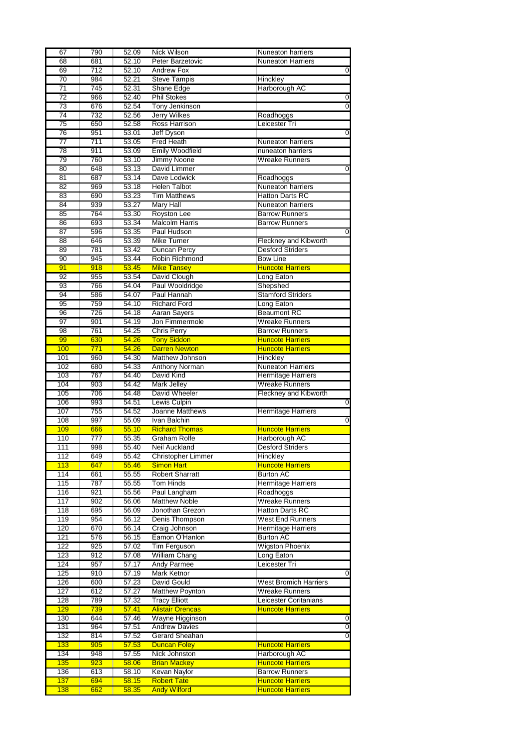| 67 | 790 | 52.09 | Nick Wilson | Nuneaton harriers |
|---|---|---|---|---|
| 68 | 681 | 52.10 | Peter Barzetovic | Nuneaton Harriers |
| 69 | 712 | 52.10 | Andrew Fox | 0 |
| 70 | 984 | 52.21 | Steve Tampis | Hinckley |
| 71 | 745 | 52.31 | Shane Edge | Harborough AC |
| 72 | 966 | 52.40 | Phil Stokes | 0 |
| 73 | 676 | 52.54 | Tony Jenkinson | 0 |
| 74 | 732 | 52.56 | Jerry Wilkes | Roadhoggs |
| 75 | 650 | 52.58 | Ross Harrison | Leicester Tri |
| 76 | 951 | 53.01 | Jeff Dyson | 0 |
| 77 | 711 | 53.05 | Fred Heath | Nuneaton harriers |
| 78 | 911 | 53.09 | Emily Woodfield | nuneaton harriers |
| 79 | 760 | 53.10 | Jimmy Noone | Wreake Runners |
| 80 | 648 | 53.13 | David Limmer | 0 |
| 81 | 687 | 53.14 | Dave Lodwick | Roadhoggs |
| 82 | 969 | 53.18 | Helen Talbot | Nuneaton harriers |
| 83 | 690 | 53.23 | Tim Matthews | Hatton Darts RC |
| 84 | 939 | 53.27 | Mary Hall | Nuneaton harriers |
| 85 | 764 | 53.30 | Royston Lee | Barrow Runners |
| 86 | 693 | 53.34 | Malcolm Harris | Barrow Runners |
| 87 | 596 | 53.35 | Paul Hudson | 0 |
| 88 | 646 | 53.39 | Mike Turner | Fleckney and Kibworth |
| 89 | 781 | 53.42 | Duncan Percy | Desford Striders |
| 90 | 945 | 53.44 | Robin Richmond | Bow Line |
| 91 | 918 | 53.45 | Mike Tansey | Huncote Harriers |
| 92 | 955 | 53.54 | David Clough | Long Eaton |
| 93 | 766 | 54.04 | Paul Wooldridge | Shepshed |
| 94 | 586 | 54.07 | Paul Hannah | Stamford Striders |
| 95 | 759 | 54.10 | Richard Ford | Long Eaton |
| 96 | 726 | 54.18 | Aaran Sayers | Beaumont RC |
| 97 | 901 | 54.19 | Jon Fimmermole | Wreake Runners |
| 98 | 761 | 54.25 | Chris Perry | Barrow Runners |
| 99 | 630 | 54.26 | Tony Siddon | Huncote Harriers |
| 100 | 771 | 54.26 | Darren Newton | Huncote Harriers |
| 101 | 960 | 54.30 | Matthew Johnson | Hinckley |
| 102 | 680 | 54.33 | Anthony Norman | Nuneaton Harriers |
| 103 | 767 | 54.40 | David Kind | Hermitage Harriers |
| 104 | 903 | 54.42 | Mark Jelley | Wreake Runners |
| 105 | 706 | 54.48 | David Wheeler | Fleckney and Kibworth |
| 106 | 993 | 54.51 | Lewis Culpin | 0 |
| 107 | 755 | 54.52 | Joanne Matthews | Hermitage Harriers |
| 108 | 997 | 55.09 | Ivan Balchin | 0 |
| 109 | 666 | 55.10 | Richard Thomas | Huncote Harriers |
| 110 | 777 | 55.35 | Graham Rolfe | Harborough AC |
| 111 | 998 | 55.40 | Neil Auckland | Desford Striders |
| 112 | 649 | 55.42 | Christopher Limmer | Hinckley |
| 113 | 647 | 55.46 | Simon Hart | Huncote Harriers |
| 114 | 661 | 55.55 | Robert Sharratt | Burton AC |
| 115 | 787 | 55.55 | Tom Hinds | Hermitage Harriers |
| 116 | 921 | 55.56 | Paul Langham | Roadhoggs |
| 117 | 902 | 56.06 | Matthew Noble | Wreake Runners |
| 118 | 695 | 56.09 | Jonothan Grezon | Hatton Darts RC |
| 119 | 954 | 56.12 | Denis Thompson | West End Runners |
| 120 | 670 | 56.14 | Craig Johnson | Hermitage Harriers |
| 121 | 576 | 56.15 | Eamon O'Hanlon | Burton AC |
| 122 | 925 | 57.02 | Tim Ferguson | Wigston Phoenix |
| 123 | 912 | 57.08 | William Chang | Long Eaton |
| 124 | 957 | 57.17 | Andy Parmee | Leicester Tri |
| 125 | 910 | 57.19 | Mark Ketnor | 0 |
| 126 | 600 | 57.23 | David Gould | West Bromich Harriers |
| 127 | 612 | 57.27 | Matthew Poynton | Wreake Runners |
| 128 | 789 | 57.32 | Tracy Elliott | Leicester Coritanians |
| 129 | 739 | 57.41 | Alistair Orencas | Huncote Harriers |
| 130 | 644 | 57.46 | Wayne Higginson | 0 |
| 131 | 964 | 57.51 | Andrew Davies | 0 |
| 132 | 814 | 57.52 | Gerard Sheahan | 0 |
| 133 | 905 | 57.53 | Duncan Foley | Huncote Harriers |
| 134 | 948 | 57.55 | Nick Johnston | Harborough AC |
| 135 | 923 | 58.06 | Brian Mackey | Huncote Harriers |
| 136 | 613 | 58.10 | Kevan Naylor | Barrow Runners |
| 137 | 694 | 58.15 | Robert Tate | Huncote Harriers |
| 138 | 662 | 58.35 | Andy Wilford | Huncote Harriers |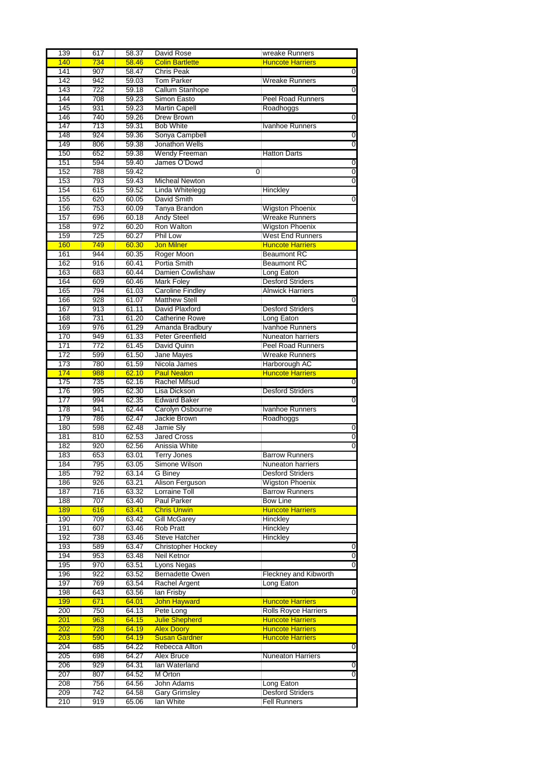| 139 | 617 | 58.37 | David Rose | wreake Runners |
|---|---|---|---|---|
| 140 | 734 | 58.46 | Colin Bartlette | Huncote Harriers |
| 141 | 907 | 58.47 | Chris Peak | 0 |
| 142 | 942 | 59.03 | Tom Parker | Wreake Runners |
| 143 | 722 | 59.18 | Callum Stanhope | 0 |
| 144 | 708 | 59.23 | Simon Easto | Peel Road Runners |
| 145 | 931 | 59.23 | Martin Capell | Roadhoggs |
| 146 | 740 | 59.26 | Drew Brown | 0 |
| 147 | 713 | 59.31 | Bob White | Ivanhoe Runners |
| 148 | 924 | 59.36 | Sonya Campbell | 0 |
| 149 | 806 | 59.38 | Jonathon Wells | 0 |
| 150 | 652 | 59.38 | Wendy Freeman | Hatton Darts |
| 151 | 594 | 59.40 | James O'Dowd | 0 |
| 152 | 788 | 59.42 | 0 | 0 |
| 153 | 793 | 59.43 | Micheal Newton | 0 |
| 154 | 615 | 59.52 | Linda Whitelegg | Hinckley |
| 155 | 620 | 60.05 | David Smith | 0 |
| 156 | 753 | 60.09 | Tanya Brandon | Wigston Phoenix |
| 157 | 696 | 60.18 | Andy Steel | Wreake Runners |
| 158 | 972 | 60.20 | Ron Walton | Wigston Phoenix |
| 159 | 725 | 60.27 | Phil Low | West End Runners |
| 160 | 749 | 60.30 | Jon Milner | Huncote Harriers |
| 161 | 944 | 60.35 | Roger Moon | Beaumont RC |
| 162 | 916 | 60.41 | Portia Smith | Beaumont RC |
| 163 | 683 | 60.44 | Damien Cowlishaw | Long Eaton |
| 164 | 609 | 60.46 | Mark Foley | Desford Striders |
| 165 | 794 | 61.03 | Caroline Findley | Alnwick Harriers |
| 166 | 928 | 61.07 | Matthew Stell | 0 |
| 167 | 913 | 61.11 | David Plaxford | Desford Striders |
| 168 | 731 | 61.20 | Catherine Rowe | Long Eaton |
| 169 | 976 | 61.29 | Amanda Bradbury | Ivanhoe Runners |
| 170 | 949 | 61.33 | Peter Greenfield | Nuneaton harriers |
| 171 | 772 | 61.45 | David Quinn | Peel Road Runners |
| 172 | 599 | 61.50 | Jane Mayes | Wreake Runners |
| 173 | 780 | 61.59 | Nicola James | Harborough AC |
| 174 | 988 | 62.10 | Paul Nealon | Huncote Harriers |
| 175 | 735 | 62.16 | Rachel Mifsud | 0 |
| 176 | 995 | 62.30 | Lisa Dickson | Desford Striders |
| 177 | 994 | 62.35 | Edward Baker | 0 |
| 178 | 941 | 62.44 | Carolyn Osbourne | Ivanhoe Runners |
| 179 | 786 | 62.47 | Jackie Brown | Roadhoggs |
| 180 | 598 | 62.48 | Jamie Sly | 0 |
| 181 | 810 | 62.53 | Jared Cross | 0 |
| 182 | 920 | 62.56 | Anissia White | 0 |
| 183 | 653 | 63.01 | Terry Jones | Barrow Runners |
| 184 | 795 | 63.05 | Simone Wilson | Nuneaton harriers |
| 185 | 792 | 63.14 | G Biney | Desford Striders |
| 186 | 926 | 63.21 | Alison Ferguson | Wigston Phoenix |
| 187 | 716 | 63.32 | Lorraine Toll | Barrow Runners |
| 188 | 707 | 63.40 | Paul Parker | Bow Line |
| 189 | 616 | 63.41 | Chris Unwin | Huncote Harriers |
| 190 | 709 | 63.42 | Gill McGarey | Hinckley |
| 191 | 607 | 63.46 | Rob Pratt | Hinckley |
| 192 | 738 | 63.46 | Steve Hatcher | Hinckley |
| 193 | 589 | 63.47 | Christopher Hockey | 0 |
| 194 | 953 | 63.48 | Neil Ketnor | 0 |
| 195 | 970 | 63.51 | Lyons Negas | 0 |
| 196 | 922 | 63.52 | Bernadette Owen | Fleckney and Kibworth |
| 197 | 769 | 63.54 | Rachel Argent | Long Eaton |
| 198 | 643 | 63.56 | Ian Frisby | 0 |
| 199 | 671 | 64.01 | John Hayward | Huncote Harriers |
| 200 | 750 | 64.13 | Pete Long | Rolls Royce Harriers |
| 201 | 963 | 64.15 | Julie Shepherd | Huncote Harriers |
| 202 | 728 | 64.19 | Alex Doory | Huncote Harriers |
| 203 | 590 | 64.19 | Susan Gardner | Huncote Harriers |
| 204 | 685 | 64.22 | Rebecca Allton | 0 |
| 205 | 698 | 64.27 | Alex Bruce | Nuneaton Harriers |
| 206 | 929 | 64.31 | Ian Waterland | 0 |
| 207 | 807 | 64.52 | M Orton | 0 |
| 208 | 756 | 64.56 | John Adams | Long Eaton |
| 209 | 742 | 64.58 | Gary Grimsley | Desford Striders |
| 210 | 919 | 65.06 | Ian White | Fell Runners |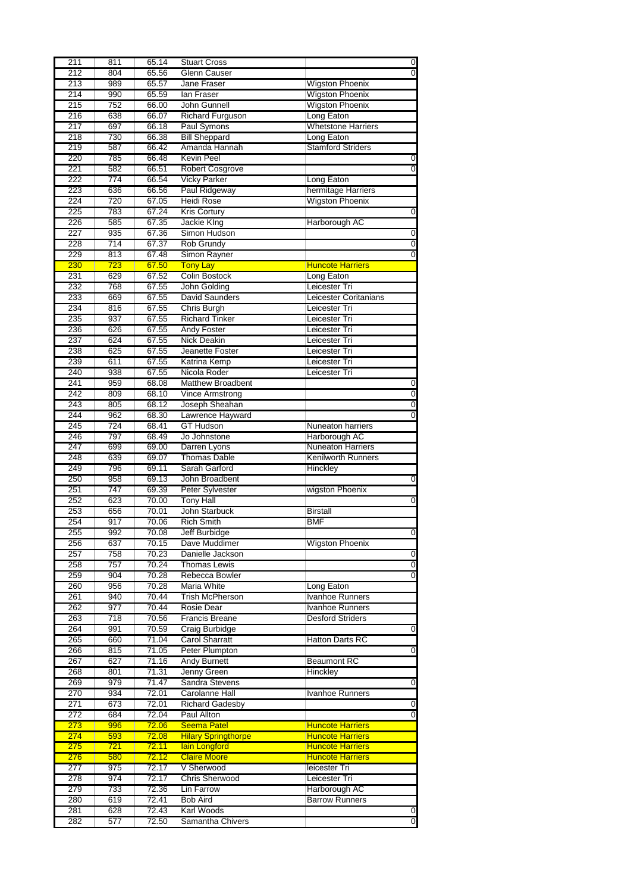| 211 | 811 | 65.14 | Stuart Cross | 0 |
|---|---|---|---|---|
| 212 | 804 | 65.56 | Glenn Causer | 0 |
| 213 | 989 | 65.57 | Jane Fraser | Wigston Phoenix |
| 214 | 990 | 65.59 | Ian Fraser | Wigston Phoenix |
| 215 | 752 | 66.00 | John Gunnell | Wigston Phoenix |
| 216 | 638 | 66.07 | Richard Furguson | Long Eaton |
| 217 | 697 | 66.18 | Paul Symons | Whetstone Harriers |
| 218 | 730 | 66.38 | Bill Sheppard | Long Eaton |
| 219 | 587 | 66.42 | Amanda Hannah | Stamford Striders |
| 220 | 785 | 66.48 | Kevin Peel | 0 |
| 221 | 582 | 66.51 | Robert Cosgrove | 0 |
| 222 | 774 | 66.54 | Vicky Parker | Long Eaton |
| 223 | 636 | 66.56 | Paul Ridgeway | hermitage Harriers |
| 224 | 720 | 67.05 | Heidi Rose | Wigston Phoenix |
| 225 | 783 | 67.24 | Kris Cortury | 0 |
| 226 | 585 | 67.35 | Jackie KIng | Harborough AC |
| 227 | 935 | 67.36 | Simon Hudson | 0 |
| 228 | 714 | 67.37 | Rob Grundy | 0 |
| 229 | 813 | 67.48 | Simon Rayner | 0 |
| 230 | 723 | 67.50 | Tony Lay | Huncote Harriers |
| 231 | 629 | 67.52 | Colin Bostock | Long Eaton |
| 232 | 768 | 67.55 | John Golding | Leicester Tri |
| 233 | 669 | 67.55 | David Saunders | Leicester Coritanians |
| 234 | 816 | 67.55 | Chris Burgh | Leicester Tri |
| 235 | 937 | 67.55 | Richard Tinker | Leicester Tri |
| 236 | 626 | 67.55 | Andy Foster | Leicester Tri |
| 237 | 624 | 67.55 | Nick Deakin | Leicester Tri |
| 238 | 625 | 67.55 | Jeanette Foster | Leicester Tri |
| 239 | 611 | 67.55 | Katrina Kemp | Leicester Tri |
| 240 | 938 | 67.55 | Nicola Roder | Leicester Tri |
| 241 | 959 | 68.08 | Matthew Broadbent | 0 |
| 242 | 809 | 68.10 | Vince Armstrong | 0 |
| 243 | 805 | 68.12 | Joseph Sheahan | 0 |
| 244 | 962 | 68.30 | Lawrence Hayward | 0 |
| 245 | 724 | 68.41 | GT Hudson | Nuneaton harriers |
| 246 | 797 | 68.49 | Jo Johnstone | Harborough AC |
| 247 | 699 | 69.00 | Darren Lyons | Nuneaton Harriers |
| 248 | 639 | 69.07 | Thomas Dable | Kenilworth Runners |
| 249 | 796 | 69.11 | Sarah Garford | Hinckley |
| 250 | 958 | 69.13 | John Broadbent | 0 |
| 251 | 747 | 69.39 | Peter Sylvester | wigston Phoenix |
| 252 | 623 | 70.00 | Tony Hall | 0 |
| 253 | 656 | 70.01 | John Starbuck | Birstall |
| 254 | 917 | 70.06 | Rich Smith | BMF |
| 255 | 992 | 70.08 | Jeff Burbidge | 0 |
| 256 | 637 | 70.15 | Dave Muddimer | Wigston Phoenix |
| 257 | 758 | 70.23 | Danielle Jackson | 0 |
| 258 | 757 | 70.24 | Thomas Lewis | 0 |
| 259 | 904 | 70.28 | Rebecca Bowler | 0 |
| 260 | 956 | 70.28 | Maria White | Long Eaton |
| 261 | 940 | 70.44 | Trish McPherson | Ivanhoe Runners |
| 262 | 977 | 70.44 | Rosie Dear | Ivanhoe Runners |
| 263 | 718 | 70.56 | Francis Breane | Desford Striders |
| 264 | 991 | 70.59 | Craig Burbidge | 0 |
| 265 | 660 | 71.04 | Carol Sharratt | Hatton Darts RC |
| 266 | 815 | 71.05 | Peter Plumpton | 0 |
| 267 | 627 | 71.16 | Andy Burnett | Beaumont RC |
| 268 | 801 | 71.31 | Jenny Green | Hinckley |
| 269 | 979 | 71.47 | Sandra Stevens | 0 |
| 270 | 934 | 72.01 | Carolanne Hall | Ivanhoe Runners |
| 271 | 673 | 72.01 | Richard Gadesby | 0 |
| 272 | 684 | 72.04 | Paul Allton | 0 |
| 273 | 996 | 72.06 | Seema Patel | Huncote Harriers |
| 274 | 593 | 72.08 | Hilary Springthorpe | Huncote Harriers |
| 275 | 721 | 72.11 | Iain Longford | Huncote Harriers |
| 276 | 580 | 72.12 | Claire Moore | Huncote Harriers |
| 277 | 975 | 72.17 | V Sherwood | leicester Tri |
| 278 | 974 | 72.17 | Chris Sherwood | Leicester Tri |
| 279 | 733 | 72.36 | Lin Farrow | Harborough AC |
| 280 | 619 | 72.41 | Bob Aird | Barrow Runners |
| 281 | 628 | 72.43 | Karl Woods | 0 |
| 282 | 577 | 72.50 | Samantha Chivers | 0 |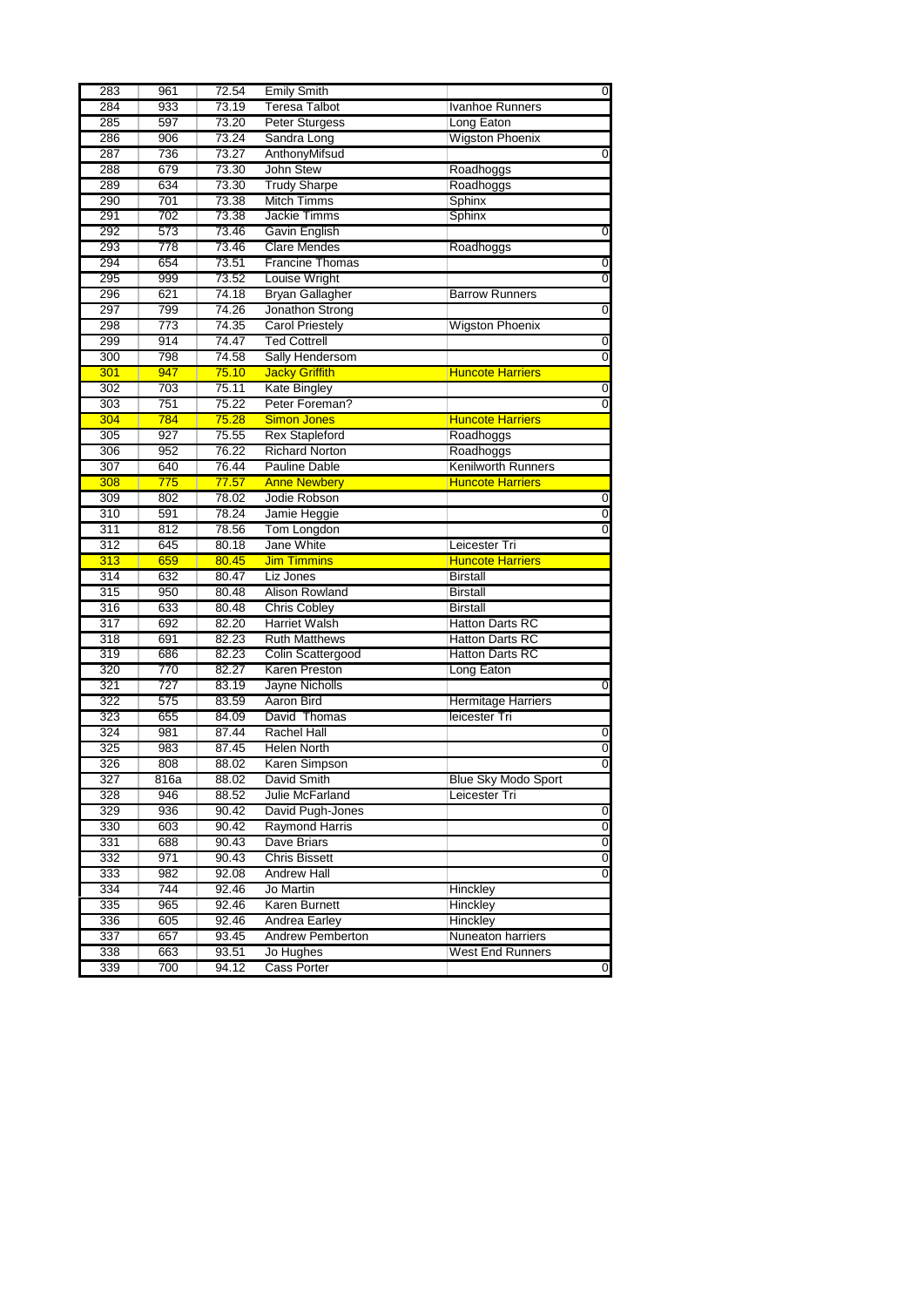| | | | | |
|---|---|---|---|---|
| 283 | 961 | 72.54 | Emily Smith | 0 |
| 284 | 933 | 73.19 | Teresa Talbot | Ivanhoe Runners |
| 285 | 597 | 73.20 | Peter Sturgess | Long Eaton |
| 286 | 906 | 73.24 | Sandra Long | Wigston Phoenix |
| 287 | 736 | 73.27 | AnthonyMifsud | 0 |
| 288 | 679 | 73.30 | John Stew | Roadhoggs |
| 289 | 634 | 73.30 | Trudy Sharpe | Roadhoggs |
| 290 | 701 | 73.38 | Mitch Timms | Sphinx |
| 291 | 702 | 73.38 | Jackie Timms | Sphinx |
| 292 | 573 | 73.46 | Gavin English | 0 |
| 293 | 778 | 73.46 | Clare Mendes | Roadhoggs |
| 294 | 654 | 73.51 | Francine Thomas | 0 |
| 295 | 999 | 73.52 | Louise Wright | 0 |
| 296 | 621 | 74.18 | Bryan Gallagher | Barrow Runners |
| 297 | 799 | 74.26 | Jonathon Strong | 0 |
| 298 | 773 | 74.35 | Carol Priestely | Wigston Phoenix |
| 299 | 914 | 74.47 | Ted Cottrell | 0 |
| 300 | 798 | 74.58 | Sally Hendersom | 0 |
| 301 | 947 | 75.10 | Jacky Griffith | Huncote Harriers |
| 302 | 703 | 75.11 | Kate Bingley | 0 |
| 303 | 751 | 75.22 | Peter Foreman? | 0 |
| 304 | 784 | 75.28 | Simon Jones | Huncote Harriers |
| 305 | 927 | 75.55 | Rex Stapleford | Roadhoggs |
| 306 | 952 | 76.22 | Richard Norton | Roadhoggs |
| 307 | 640 | 76.44 | Pauline Dable | Kenilworth Runners |
| 308 | 775 | 77.57 | Anne Newbery | Huncote Harriers |
| 309 | 802 | 78.02 | Jodie Robson | 0 |
| 310 | 591 | 78.24 | Jamie Heggie | 0 |
| 311 | 812 | 78.56 | Tom Longdon | 0 |
| 312 | 645 | 80.18 | Jane White | Leicester Tri |
| 313 | 659 | 80.45 | Jim Timmins | Huncote Harriers |
| 314 | 632 | 80.47 | Liz Jones | Birstall |
| 315 | 950 | 80.48 | Alison Rowland | Birstall |
| 316 | 633 | 80.48 | Chris Cobley | Birstall |
| 317 | 692 | 82.20 | Harriet Walsh | Hatton Darts RC |
| 318 | 691 | 82.23 | Ruth Matthews | Hatton Darts RC |
| 319 | 686 | 82.23 | Colin Scattergood | Hatton Darts RC |
| 320 | 770 | 82.27 | Karen Preston | Long Eaton |
| 321 | 727 | 83.19 | Jayne Nicholls | 0 |
| 322 | 575 | 83.59 | Aaron Bird | Hermitage Harriers |
| 323 | 655 | 84.09 | David Thomas | leicester Tri |
| 324 | 981 | 87.44 | Rachel Hall | 0 |
| 325 | 983 | 87.45 | Helen North | 0 |
| 326 | 808 | 88.02 | Karen Simpson | 0 |
| 327 | 816a | 88.02 | David Smith | Blue Sky Modo Sport |
| 328 | 946 | 88.52 | Julie McFarland | Leicester Tri |
| 329 | 936 | 90.42 | David Pugh-Jones | 0 |
| 330 | 603 | 90.42 | Raymond Harris | 0 |
| 331 | 688 | 90.43 | Dave Briars | 0 |
| 332 | 971 | 90.43 | Chris Bissett | 0 |
| 333 | 982 | 92.08 | Andrew Hall | 0 |
| 334 | 744 | 92.46 | Jo Martin | Hinckley |
| 335 | 965 | 92.46 | Karen Burnett | Hinckley |
| 336 | 605 | 92.46 | Andrea Earley | Hinckley |
| 337 | 657 | 93.45 | Andrew Pemberton | Nuneaton harriers |
| 338 | 663 | 93.51 | Jo Hughes | West End Runners |
| 339 | 700 | 94.12 | Cass Porter | 0 |